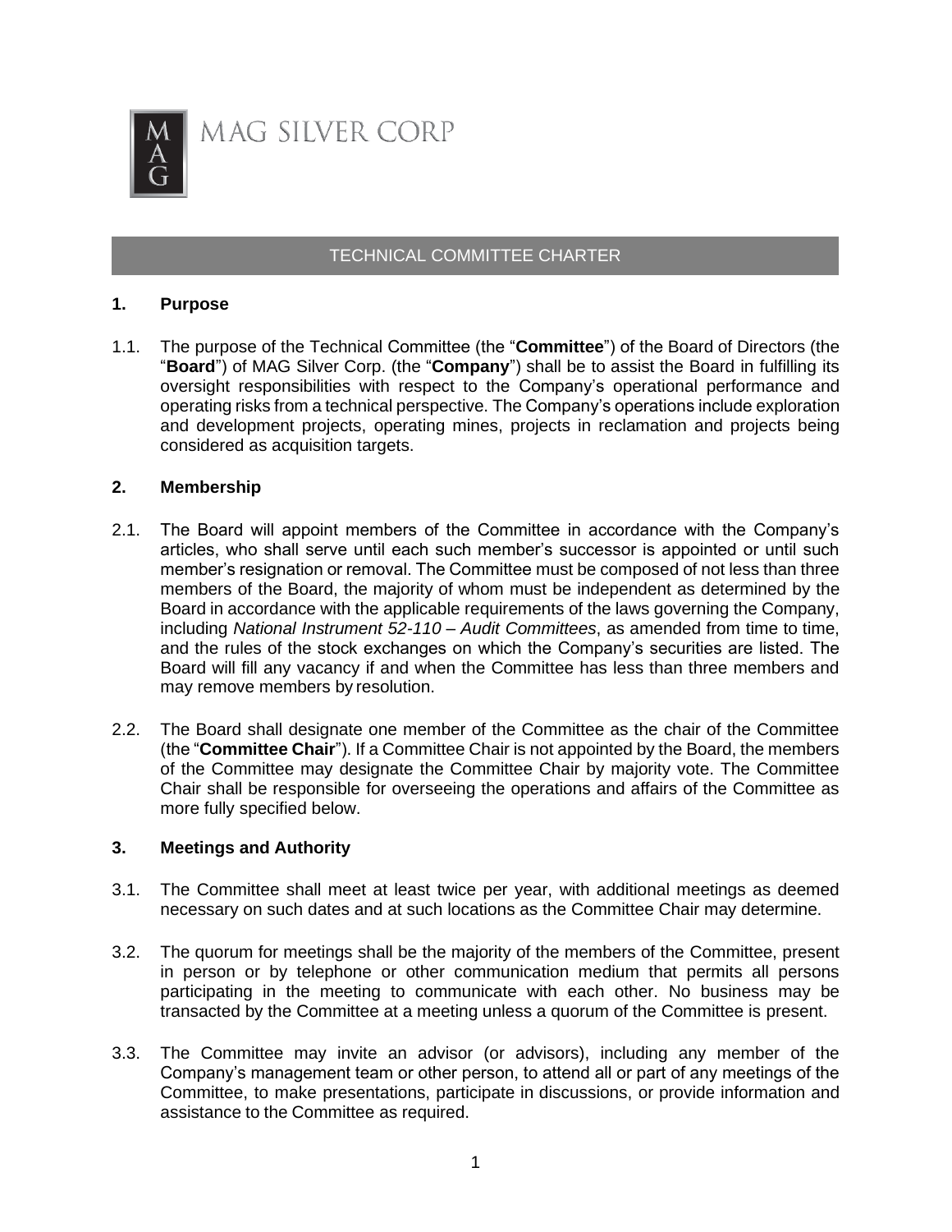MAG SILVER CORP

# TECHNICAL COMMITTEE CHARTER

## 1. Purpose

1.1. The purpose of the Technical Committee (the "**Committee**") of the Board of Directors (the "**Board**") of MAG Silver Corp. (the "**Company**") shall be to assist the Board in fulfilling its oversight responsibilities with respect to the Company's operational performance and operating risks from a technical perspective. The Company's operations include exploration and development projects, operating mines, projects in reclamation and projects being considered as acquisition targets.

## 2. Membership

2.1. The Board will appoint members of the Committee in accordance with the Company's articles, who shall serve until each such member's successor is appointed or until such member's resignation or removal. The Committee must be composed of not less than three members of the Board, the majority of whom must be independent as determined by the Board in accordance with the applicable requirements of the laws governing the Company, including *National Instrument 52-110 – Audit Committees*, as amended from time to time, and the rules of the stock exchanges on which the Company's securities are listed. The Board will fill any vacancy if and when the Committee has less than three members and may remove members by resolution.

2.2. The Board shall designate one member of the Committee as the chair of the Committee (the "**Committee Chair**"). If a Committee Chair is not appointed by the Board, the members of the Committee may designate the Committee Chair by majority vote. The Committee Chair shall be responsible for overseeing the operations and affairs of the Committee as more fully specified below.

## 3. Meetings and Authority

3.1. The Committee shall meet at least twice per year, with additional meetings as deemed necessary on such dates and at such locations as the Committee Chair may determine.

3.2. The quorum for meetings shall be the majority of the members of the Committee, present in person or by telephone or other communication medium that permits all persons participating in the meeting to communicate with each other. No business may be transacted by the Committee at a meeting unless a quorum of the Committee is present.

3.3. The Committee may invite an advisor (or advisors), including any member of the Company's management team or other person, to attend all or part of any meetings of the Committee, to make presentations, participate in discussions, or provide information and assistance to the Committee as required.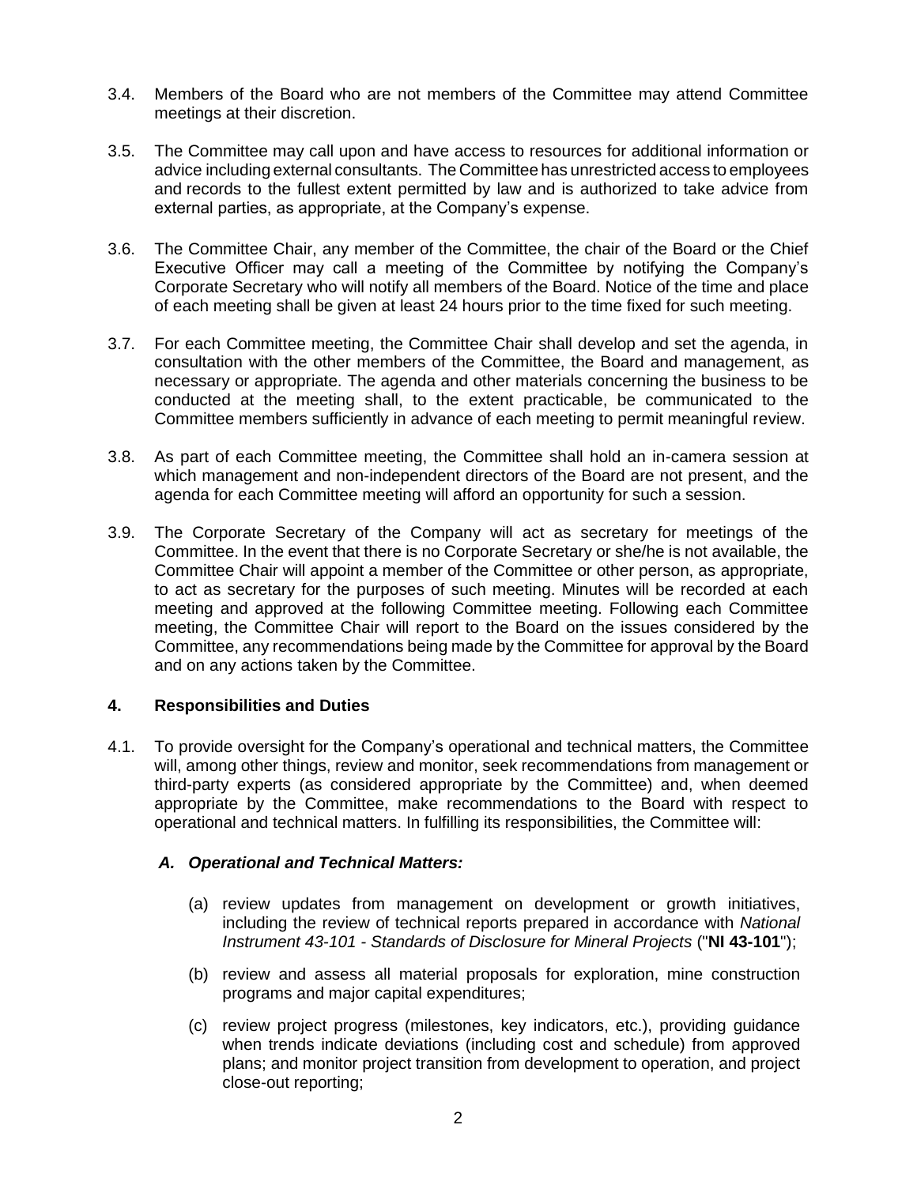3.4. Members of the Board who are not members of the Committee may attend Committee meetings at their discretion.

3.5. The Committee may call upon and have access to resources for additional information or advice including external consultants. The Committee has unrestricted access to employees and records to the fullest extent permitted by law and is authorized to take advice from external parties, as appropriate, at the Company's expense.

3.6. The Committee Chair, any member of the Committee, the chair of the Board or the Chief Executive Officer may call a meeting of the Committee by notifying the Company's Corporate Secretary who will notify all members of the Board. Notice of the time and place of each meeting shall be given at least 24 hours prior to the time fixed for such meeting.

3.7. For each Committee meeting, the Committee Chair shall develop and set the agenda, in consultation with the other members of the Committee, the Board and management, as necessary or appropriate. The agenda and other materials concerning the business to be conducted at the meeting shall, to the extent practicable, be communicated to the Committee members sufficiently in advance of each meeting to permit meaningful review.

3.8. As part of each Committee meeting, the Committee shall hold an in-camera session at which management and non-independent directors of the Board are not present, and the agenda for each Committee meeting will afford an opportunity for such a session.

3.9. The Corporate Secretary of the Company will act as secretary for meetings of the Committee. In the event that there is no Corporate Secretary or she/he is not available, the Committee Chair will appoint a member of the Committee or other person, as appropriate, to act as secretary for the purposes of such meeting. Minutes will be recorded at each meeting and approved at the following Committee meeting. Following each Committee meeting, the Committee Chair will report to the Board on the issues considered by the Committee, any recommendations being made by the Committee for approval by the Board and on any actions taken by the Committee.

## 4. Responsibilities and Duties

4.1. To provide oversight for the Company's operational and technical matters, the Committee will, among other things, review and monitor, seek recommendations from management or third-party experts (as considered appropriate by the Committee) and, when deemed appropriate by the Committee, make recommendations to the Board with respect to operational and technical matters. In fulfilling its responsibilities, the Committee will:

### *A. Operational and Technical Matters:*

(a) review updates from management on development or growth initiatives, including the review of technical reports prepared in accordance with *National Instrument 43-101 - Standards of Disclosure for Mineral Projects* ("**NI 43-101**");

(b) review and assess all material proposals for exploration, mine construction programs and major capital expenditures;

(c) review project progress (milestones, key indicators, etc.), providing guidance when trends indicate deviations (including cost and schedule) from approved plans; and monitor project transition from development to operation, and project close-out reporting;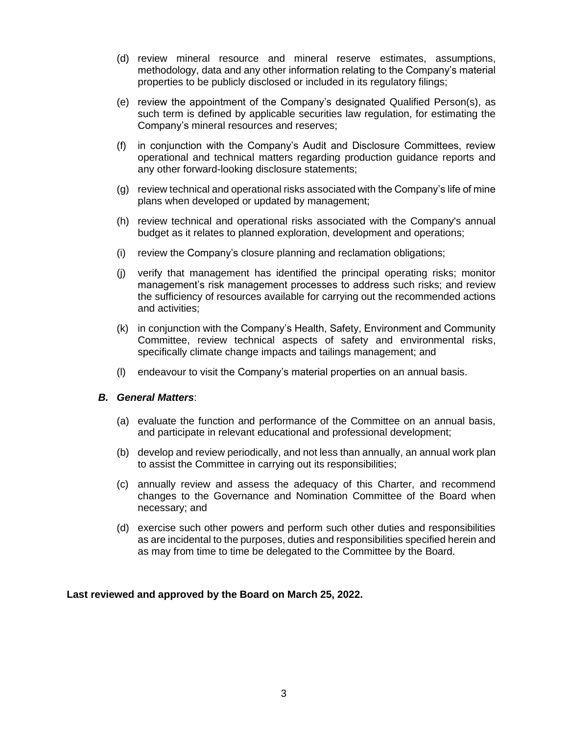(d) review mineral resource and mineral reserve estimates, assumptions, methodology, data and any other information relating to the Company's material properties to be publicly disclosed or included in its regulatory filings;

(e) review the appointment of the Company's designated Qualified Person(s), as such term is defined by applicable securities law regulation, for estimating the Company's mineral resources and reserves;

(f) in conjunction with the Company's Audit and Disclosure Committees, review operational and technical matters regarding production guidance reports and any other forward-looking disclosure statements;

(g) review technical and operational risks associated with the Company's life of mine plans when developed or updated by management;

(h) review technical and operational risks associated with the Company's annual budget as it relates to planned exploration, development and operations;

(i) review the Company's closure planning and reclamation obligations;

(j) verify that management has identified the principal operating risks; monitor management's risk management processes to address such risks; and review the sufficiency of resources available for carrying out the recommended actions and activities;

(k) in conjunction with the Company's Health, Safety, Environment and Community Committee, review technical aspects of safety and environmental risks, specifically climate change impacts and tailings management; and

(l) endeavour to visit the Company's material properties on an annual basis.

### *B. General Matters*:

(a) evaluate the function and performance of the Committee on an annual basis, and participate in relevant educational and professional development;

(b) develop and review periodically, and not less than annually, an annual work plan to assist the Committee in carrying out its responsibilities;

(c) annually review and assess the adequacy of this Charter, and recommend changes to the Governance and Nomination Committee of the Board when necessary; and

(d) exercise such other powers and perform such other duties and responsibilities as are incidental to the purposes, duties and responsibilities specified herein and as may from time to time be delegated to the Committee by the Board.

**Last reviewed and approved by the Board on March 25, 2022.**